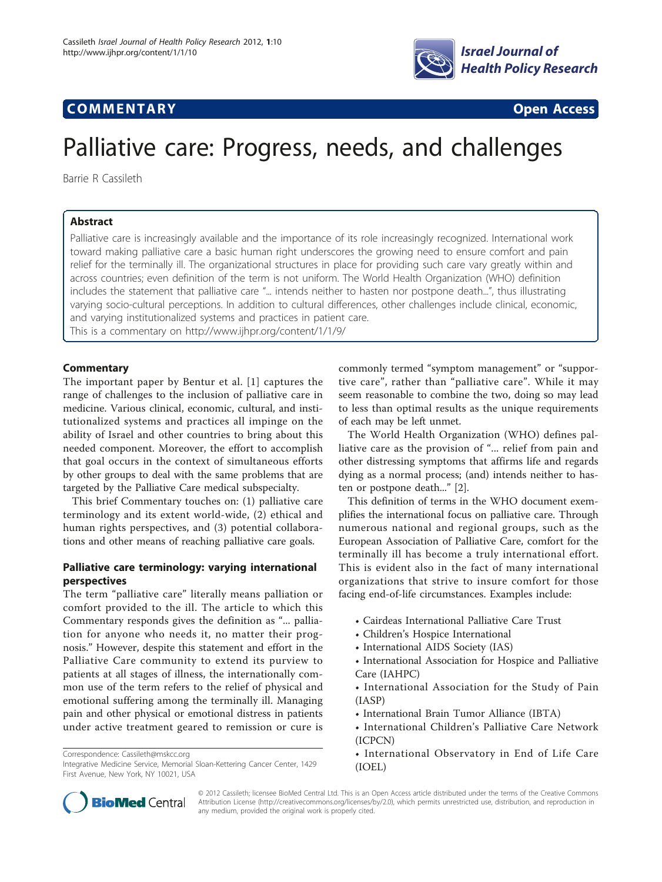**COMMENTARY** **Open Access**

# Palliative care: Progress, needs, and challenges

Barrie R Cassileth

## Abstract

Palliative care is increasingly available and the importance of its role increasingly recognized. International work toward making palliative care a basic human right underscores the growing need to ensure comfort and pain relief for the terminally ill. The organizational structures in place for providing such care vary greatly within and across countries; even definition of the term is not uniform. The World Health Organization (WHO) definition includes the statement that palliative care "... intends neither to hasten nor postpone death...", thus illustrating varying socio-cultural perceptions. In addition to cultural differences, other challenges include clinical, economic, and varying institutionalized systems and practices in patient care.

This is a commentary on http://www.ijhpr.org/content/1/1/9/

## Commentary

The important paper by Bentur et al. [1] captures the range of challenges to the inclusion of palliative care in medicine. Various clinical, economic, cultural, and institutionalized systems and practices all impinge on the ability of Israel and other countries to bring about this needed component. Moreover, the effort to accomplish that goal occurs in the context of simultaneous efforts by other groups to deal with the same problems that are targeted by the Palliative Care medical subspecialty.

This brief Commentary touches on: (1) palliative care terminology and its extent world-wide, (2) ethical and human rights perspectives, and (3) potential collaborations and other means of reaching palliative care goals.

## Palliative care terminology: varying international perspectives

The term "palliative care" literally means palliation or comfort provided to the ill. The article to which this Commentary responds gives the definition as "... palliation for anyone who needs it, no matter their prognosis." However, despite this statement and effort in the Palliative Care community to extend its purview to patients at all stages of illness, the internationally common use of the term refers to the relief of physical and emotional suffering among the terminally ill. Managing pain and other physical or emotional distress in patients under active treatment geared to remission or cure is commonly termed "symptom management" or "supportive care", rather than "palliative care". While it may seem reasonable to combine the two, doing so may lead to less than optimal results as the unique requirements of each may be left unmet.

The World Health Organization (WHO) defines palliative care as the provision of "... relief from pain and other distressing symptoms that affirms life and regards dying as a normal process; (and) intends neither to hasten or postpone death..." [2].

This definition of terms in the WHO document exemplifies the international focus on palliative care. Through numerous national and regional groups, such as the European Association of Palliative Care, comfort for the terminally ill has become a truly international effort. This is evident also in the fact of many international organizations that strive to insure comfort for those facing end-of-life circumstances. Examples include:

- Cairdeas International Palliative Care Trust
- Children's Hospice International
- International AIDS Society (IAS)
- International Association for Hospice and Palliative Care (IAHPC)
- International Association for the Study of Pain (IASP)
- International Brain Tumor Alliance (IBTA)
- International Children's Palliative Care Network (ICPCN)
- International Observatory in End of Life Care (IOEL)

Correspondence: Cassileth@mskcc.org
Integrative Medicine Service, Memorial Sloan-Kettering Cancer Center, 1429 First Avenue, New York, NY 10021, USA

© 2012 Cassileth; licensee BioMed Central Ltd. This is an Open Access article distributed under the terms of the Creative Commons Attribution License (http://creativecommons.org/licenses/by/2.0), which permits unrestricted use, distribution, and reproduction in any medium, provided the original work is properly cited.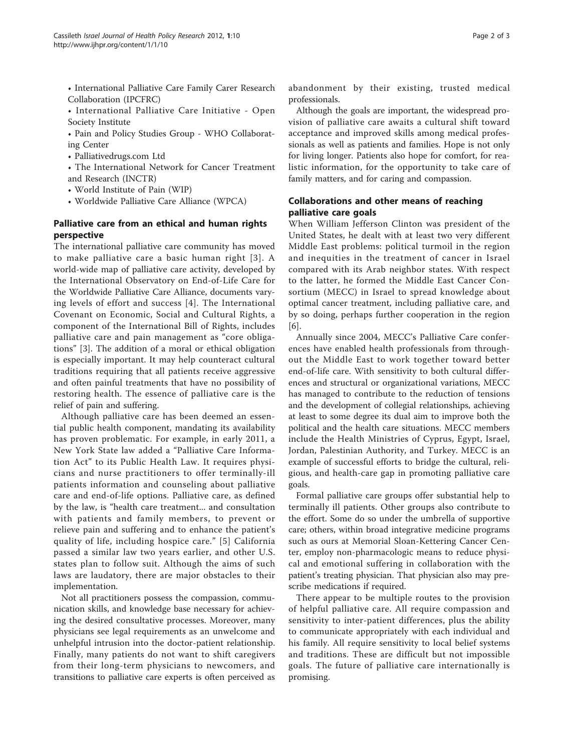- International Palliative Care Family Carer Research Collaboration (IPCFRC)
- International Palliative Care Initiative - Open Society Institute
- Pain and Policy Studies Group - WHO Collaborating Center
- Palliativedrugs.com Ltd
- The International Network for Cancer Treatment and Research (INCTR)
- World Institute of Pain (WIP)
- Worldwide Palliative Care Alliance (WPCA)

## Palliative care from an ethical and human rights perspective

The international palliative care community has moved to make palliative care a basic human right [3]. A world-wide map of palliative care activity, developed by the International Observatory on End-of-Life Care for the Worldwide Palliative Care Alliance, documents varying levels of effort and success [4]. The International Covenant on Economic, Social and Cultural Rights, a component of the International Bill of Rights, includes palliative care and pain management as "core obligations" [3]. The addition of a moral or ethical obligation is especially important. It may help counteract cultural traditions requiring that all patients receive aggressive and often painful treatments that have no possibility of restoring health. The essence of palliative care is the relief of pain and suffering.

Although palliative care has been deemed an essential public health component, mandating its availability has proven problematic. For example, in early 2011, a New York State law added a "Palliative Care Information Act" to its Public Health Law. It requires physicians and nurse practitioners to offer terminally-ill patients information and counseling about palliative care and end-of-life options. Palliative care, as defined by the law, is "health care treatment... and consultation with patients and family members, to prevent or relieve pain and suffering and to enhance the patient's quality of life, including hospice care." [5] California passed a similar law two years earlier, and other U.S. states plan to follow suit. Although the aims of such laws are laudatory, there are major obstacles to their implementation.

Not all practitioners possess the compassion, communication skills, and knowledge base necessary for achieving the desired consultative processes. Moreover, many physicians see legal requirements as an unwelcome and unhelpful intrusion into the doctor-patient relationship. Finally, many patients do not want to shift caregivers from their long-term physicians to newcomers, and transitions to palliative care experts is often perceived as abandonment by their existing, trusted medical professionals.

Although the goals are important, the widespread provision of palliative care awaits a cultural shift toward acceptance and improved skills among medical professionals as well as patients and families. Hope is not only for living longer. Patients also hope for comfort, for realistic information, for the opportunity to take care of family matters, and for caring and compassion.

## Collaborations and other means of reaching palliative care goals

When William Jefferson Clinton was president of the United States, he dealt with at least two very different Middle East problems: political turmoil in the region and inequities in the treatment of cancer in Israel compared with its Arab neighbor states. With respect to the latter, he formed the Middle East Cancer Consortium (MECC) in Israel to spread knowledge about optimal cancer treatment, including palliative care, and by so doing, perhaps further cooperation in the region [6].

Annually since 2004, MECC's Palliative Care conferences have enabled health professionals from throughout the Middle East to work together toward better end-of-life care. With sensitivity to both cultural differences and structural or organizational variations, MECC has managed to contribute to the reduction of tensions and the development of collegial relationships, achieving at least to some degree its dual aim to improve both the political and the health care situations. MECC members include the Health Ministries of Cyprus, Egypt, Israel, Jordan, Palestinian Authority, and Turkey. MECC is an example of successful efforts to bridge the cultural, religious, and health-care gap in promoting palliative care goals.

Formal palliative care groups offer substantial help to terminally ill patients. Other groups also contribute to the effort. Some do so under the umbrella of supportive care; others, within broad integrative medicine programs such as ours at Memorial Sloan-Kettering Cancer Center, employ non-pharmacologic means to reduce physical and emotional suffering in collaboration with the patient's treating physician. That physician also may prescribe medications if required.

There appear to be multiple routes to the provision of helpful palliative care. All require compassion and sensitivity to inter-patient differences, plus the ability to communicate appropriately with each individual and his family. All require sensitivity to local belief systems and traditions. These are difficult but not impossible goals. The future of palliative care internationally is promising.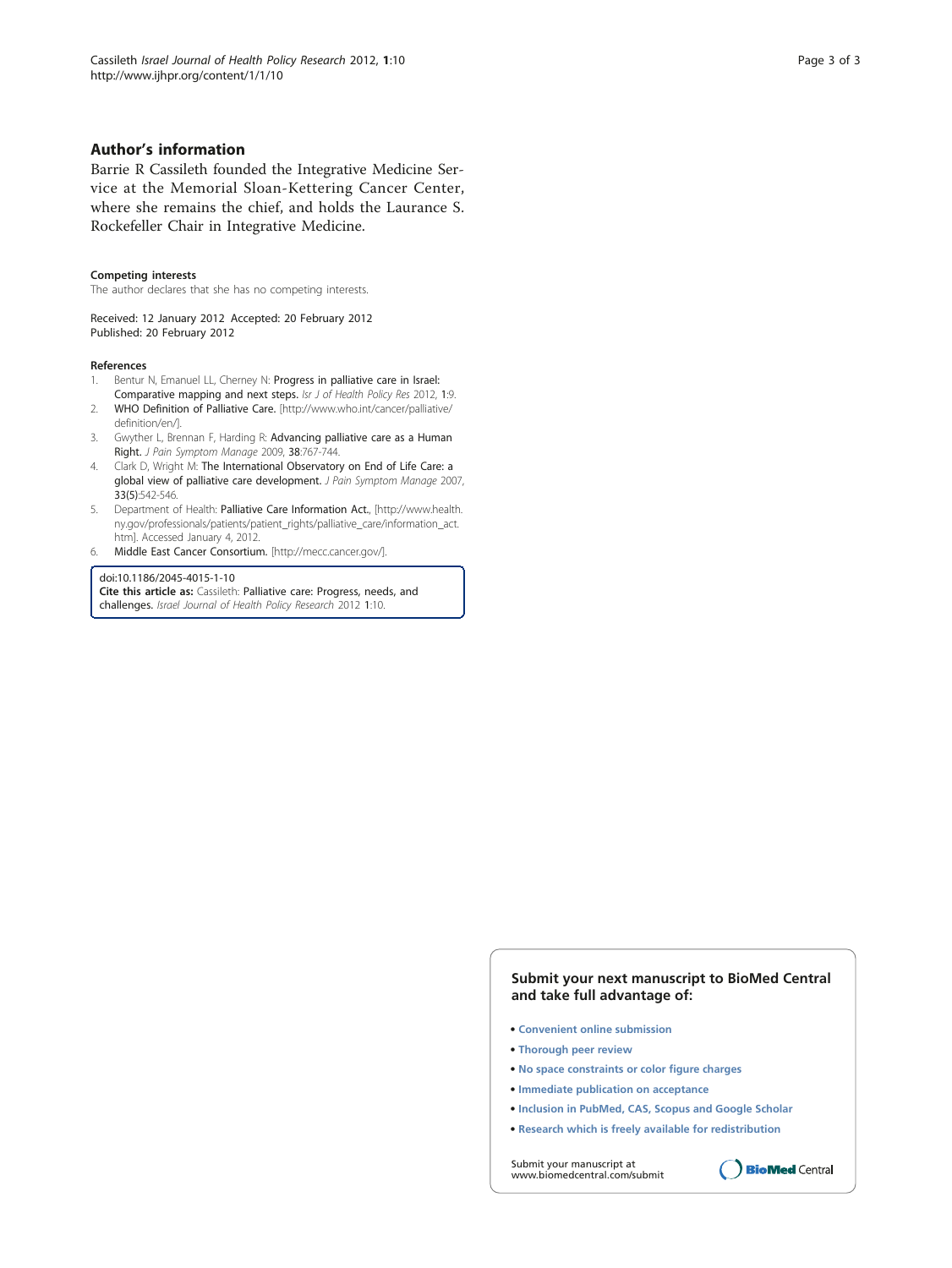## Author's information

Barrie R Cassileth founded the Integrative Medicine Service at the Memorial Sloan-Kettering Cancer Center, where she remains the chief, and holds the Laurance S. Rockefeller Chair in Integrative Medicine.

#### Competing interests

The author declares that she has no competing interests.

Received: 12 January 2012 Accepted: 20 February 2012
Published: 20 February 2012

#### References

1. Bentur N, Emanuel LL, Cherney N: **Progress in palliative care in Israel: Comparative mapping and next steps.** *Isr J of Health Policy Res* 2012, **1**:9.
2. **WHO Definition of Palliative Care.** [http://www.who.int/cancer/palliative/definition/en/].
3. Gwyther L, Brennan F, Harding R: **Advancing palliative care as a Human Right.** *J Pain Symptom Manage* 2009, **38**:767-744.
4. Clark D, Wright M: **The International Observatory on End of Life Care: a global view of palliative care development.** *J Pain Symptom Manage* 2007, **33(5)**:542-546.
5. Department of Health: **Palliative Care Information Act.**, [http://www.health.ny.gov/professionals/patients/patient_rights/palliative_care/information_act.htm]. Accessed January 4, 2012.
6. **Middle East Cancer Consortium.** [http://mecc.cancer.gov/].

doi:10.1186/2045-4015-1-10
**Cite this article as:** Cassileth: **Palliative care: Progress, needs, and challenges.** *Israel Journal of Health Policy Research* 2012 **1**:10.

**Submit your next manuscript to BioMed Central and take full advantage of:**

- Convenient online submission
- Thorough peer review
- No space constraints or color figure charges
- Immediate publication on acceptance
- Inclusion in PubMed, CAS, Scopus and Google Scholar
- Research which is freely available for redistribution

Submit your manuscript at
www.biomedcentral.com/submit

BioMed Central